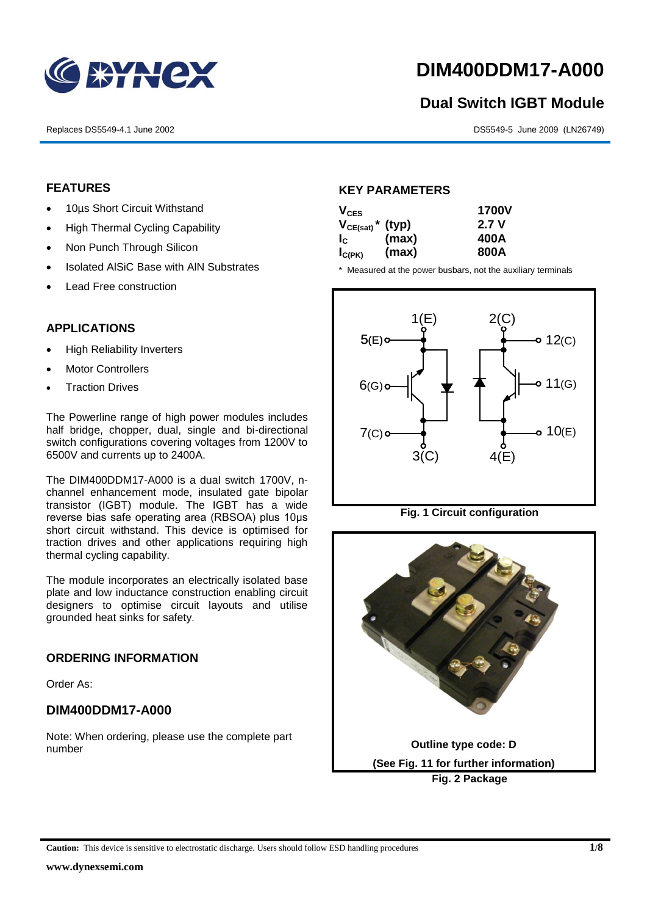# DIM400DDM17-A000

## Dual Switch IGBT Module

Replaces DS5549-4.1 June 2002

DS5549-5 June 2009 (LN26749)

### FEATURES

- 10µs Short Circuit Withstand
- High Thermal Cycling Capability
- Non Punch Through Silicon
- Isolated AlSiC Base with AlN Substrates
- Lead Free construction

### APPLICATIONS

- High Reliability Inverters
- Motor Controllers
- Traction Drives

The Powerline range of high power modules includes half bridge, chopper, dual, single and bi-directional switch configurations covering voltages from 1200V to 6500V and currents up to 2400A.

The DIM400DDM17-A000 is a dual switch 1700V, n-channel enhancement mode, insulated gate bipolar transistor (IGBT) module. The IGBT has a wide reverse bias safe operating area (RBSOA) plus 10µs short circuit withstand. This device is optimised for traction drives and other applications requiring high thermal cycling capability.

The module incorporates an electrically isolated base plate and low inductance construction enabling circuit designers to optimise circuit layouts and utilise grounded heat sinks for safety.

### ORDERING INFORMATION

Order As:

### DIM400DDM17-A000

Note: When ordering, please use the complete part number

### KEY PARAMETERS

| | | |
|---|---|---|
| $V_{CES}$ | | 1700V |
| $V_{CE(sat)}$ * | (typ) | 2.7 V |
| $I_C$ | (max) | 400A |
| $I_{C(PK)}$ | (max) | 800A |

\* Measured at the power busbars, not the auxiliary terminals

Fig. 1 Circuit configuration

Outline type code: D

(See Fig. 11 for further information)

Fig. 2 Package

**Caution:** This device is sensitive to electrostatic discharge. Users should follow ESD handling procedures

www.dynexsemi.com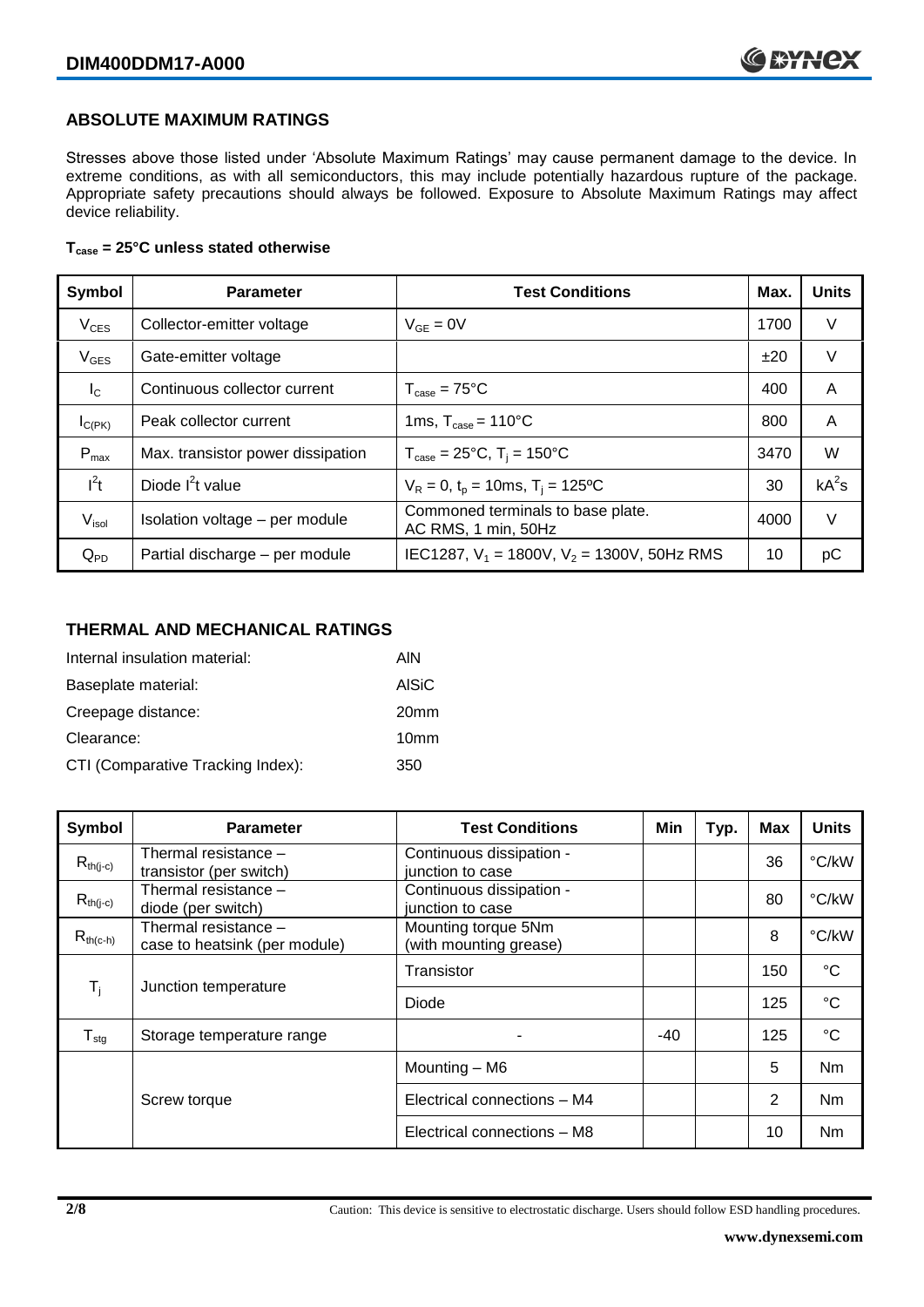## ABSOLUTE MAXIMUM RATINGS

Stresses above those listed under 'Absolute Maximum Ratings' may cause permanent damage to the device. In extreme conditions, as with all semiconductors, this may include potentially hazardous rupture of the package. Appropriate safety precautions should always be followed. Exposure to Absolute Maximum Ratings may affect device reliability.

**$T_{case}$ = 25°C unless stated otherwise**

| Symbol | Parameter | Test Conditions | Max. | Units |
|---|---|---|---|---|
| $V_{CES}$ | Collector-emitter voltage | $V_{GE}$ = 0V | 1700 | V |
| $V_{GES}$ | Gate-emitter voltage | | ±20 | V |
| $I_C$ | Continuous collector current | $T_{case}$ = 75°C | 400 | A |
| $I_{C(PK)}$ | Peak collector current | 1ms, $T_{case}$ = 110°C | 800 | A |
| $P_{max}$ | Max. transistor power dissipation | $T_{case}$ = 25°C, $T_j$ = 150°C | 3470 | W |
| $I^2t$ | Diode $I^2t$ value | $V_R$ = 0, $t_p$ = 10ms, $T_j$ = 125ºC | 30 | $kA^2s$ |
| $V_{isol}$ | Isolation voltage – per module | Commoned terminals to base plate. AC RMS, 1 min, 50Hz | 4000 | V |
| $Q_{PD}$ | Partial discharge – per module | IEC1287, $V_1$ = 1800V, $V_2$ = 1300V, 50Hz RMS | 10 | pC |

## THERMAL AND MECHANICAL RATINGS

| | |
|---|---|
| Internal insulation material: | AlN |
| Baseplate material: | AlSiC |
| Creepage distance: | 20mm |
| Clearance: | 10mm |
| CTI (Comparative Tracking Index): | 350 |

| Symbol | Parameter | Test Conditions | Min | Typ. | Max | Units |
|---|---|---|---|---|---|---|
| $R_{th(j-c)}$ | Thermal resistance – transistor (per switch) | Continuous dissipation - junction to case | | | 36 | °C/kW |
| $R_{th(j-c)}$ | Thermal resistance – diode (per switch) | Continuous dissipation - junction to case | | | 80 | °C/kW |
| $R_{th(c-h)}$ | Thermal resistance – case to heatsink (per module) | Mounting torque 5Nm (with mounting grease) | | | 8 | °C/kW |
| $T_j$ | Junction temperature | Transistor | | | 150 | °C |
| | | Diode | | | 125 | °C |
| $T_{stg}$ | Storage temperature range | - | -40 | | 125 | °C |
| | Screw torque | Mounting – M6 | | | 5 | Nm |
| | | Electrical connections – M4 | | | 2 | Nm |
| | | Electrical connections – M8 | | | 10 | Nm |

Caution: This device is sensitive to electrostatic discharge. Users should follow ESD handling procedures.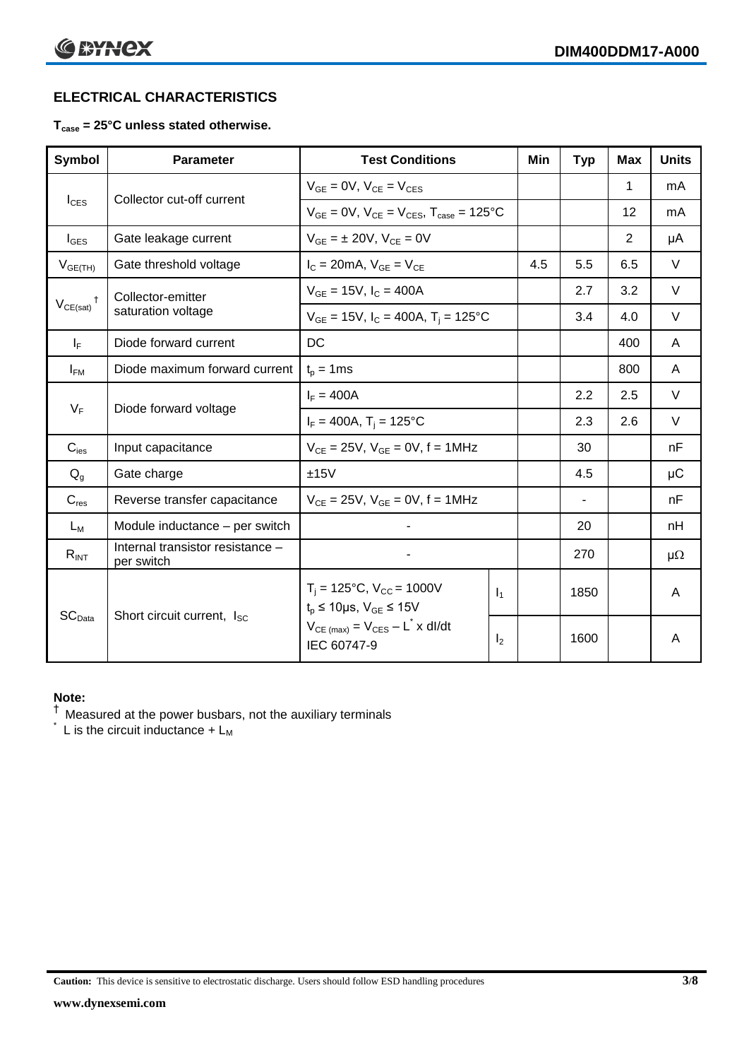## ELECTRICAL CHARACTERISTICS

**$T_{case}$ = 25°C unless stated otherwise.**

| Symbol | Parameter | Test Conditions | | Min | Typ | Max | Units |
|---|---|---|---|---|---|---|---|
| $I_{CES}$ | Collector cut-off current | $V_{GE}$ = 0V, $V_{CE}$ = $V_{CES}$ | | | | 1 | mA |
| | | $V_{GE}$ = 0V, $V_{CE}$ = $V_{CES}$, $T_{case}$ = 125°C | | | | 12 | mA |
| $I_{GES}$ | Gate leakage current | $V_{GE}$ = ± 20V, $V_{CE}$ = 0V | | | | 2 | µA |
| $V_{GE(TH)}$ | Gate threshold voltage | $I_C$ = 20mA, $V_{GE}$ = $V_{CE}$ | | 4.5 | 5.5 | 6.5 | V |
| $V_{CE(sat)}$ † | Collector-emitter saturation voltage | $V_{GE}$ = 15V, $I_C$ = 400A | | | 2.7 | 3.2 | V |
| | | $V_{GE}$ = 15V, $I_C$ = 400A, $T_j$ = 125°C | | | 3.4 | 4.0 | V |
| $I_F$ | Diode forward current | DC | | | | 400 | A |
| $I_{FM}$ | Diode maximum forward current | $t_p$ = 1ms | | | | 800 | A |
| $V_F$ | Diode forward voltage | $I_F$ = 400A | | | 2.2 | 2.5 | V |
| | | $I_F$ = 400A, $T_j$ = 125°C | | | 2.3 | 2.6 | V |
| $C_{ies}$ | Input capacitance | $V_{CE}$ = 25V, $V_{GE}$ = 0V, f = 1MHz | | | 30 | | nF |
| $Q_g$ | Gate charge | ±15V | | | 4.5 | | µC |
| $C_{res}$ | Reverse transfer capacitance | $V_{CE}$ = 25V, $V_{GE}$ = 0V, f = 1MHz | | | - | | nF |
| $L_M$ | Module inductance – per switch | - | | | 20 | | nH |
| $R_{INT}$ | Internal transistor resistance – per switch | - | | | 270 | | µΩ |
| $SC_{Data}$ | Short circuit current, $I_{SC}$ | $T_j$ = 125°C, $V_{CC}$ = 1000V<br>$t_p$ ≤ 10µs, $V_{GE}$ ≤ 15V | $I_1$ | | 1850 | | A |
| | | $V_{CE\,(max)}$ = $V_{CES}$ – $L^*$ x dI/dt<br>IEC 60747-9 | $I_2$ | | 1600 | | A |

**Note:**

† Measured at the power busbars, not the auxiliary terminals

\* L is the circuit inductance + $L_M$

**Caution:** This device is sensitive to electrostatic discharge. Users should follow ESD handling procedures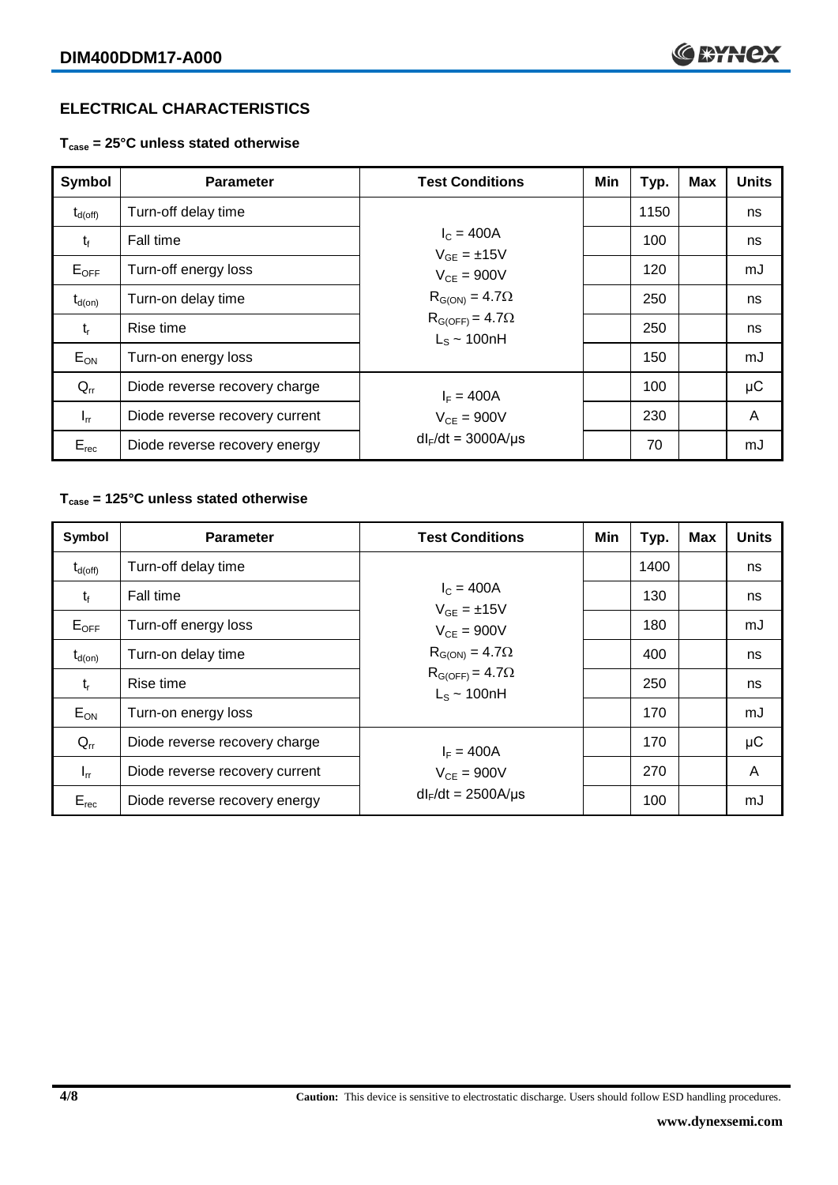## ELECTRICAL CHARACTERISTICS

**$T_{case}$ = 25°C unless stated otherwise**

| Symbol | Parameter | Test Conditions | Min | Typ. | Max | Units |
|---|---|---|---|---|---|---|
| $t_{d(off)}$ | Turn-off delay time | $I_C$ = 400A<br>$V_{GE}$ = ±15V<br>$V_{CE}$ = 900V<br>$R_{G(ON)}$ = 4.7Ω<br>$R_{G(OFF)}$ = 4.7Ω<br>$L_S$ ~ 100nH | | 1150 | | ns |
| $t_f$ | Fall time | | | 100 | | ns |
| $E_{OFF}$ | Turn-off energy loss | | | 120 | | mJ |
| $t_{d(on)}$ | Turn-on delay time | | | 250 | | ns |
| $t_r$ | Rise time | | | 250 | | ns |
| $E_{ON}$ | Turn-on energy loss | | | 150 | | mJ |
| $Q_{rr}$ | Diode reverse recovery charge | $I_F$ = 400A<br>$V_{CE}$ = 900V<br>$dI_F/dt$ = 3000A/μs | | 100 | | μC |
| $I_{rr}$ | Diode reverse recovery current | | | 230 | | A |
| $E_{rec}$ | Diode reverse recovery energy | | | 70 | | mJ |

**$T_{case}$ = 125°C unless stated otherwise**

| Symbol | Parameter | Test Conditions | Min | Typ. | Max | Units |
|---|---|---|---|---|---|---|
| $t_{d(off)}$ | Turn-off delay time | $I_C$ = 400A<br>$V_{GE}$ = ±15V<br>$V_{CE}$ = 900V<br>$R_{G(ON)}$ = 4.7Ω<br>$R_{G(OFF)}$ = 4.7Ω<br>$L_S$ ~ 100nH | | 1400 | | ns |
| $t_f$ | Fall time | | | 130 | | ns |
| $E_{OFF}$ | Turn-off energy loss | | | 180 | | mJ |
| $t_{d(on)}$ | Turn-on delay time | | | 400 | | ns |
| $t_r$ | Rise time | | | 250 | | ns |
| $E_{ON}$ | Turn-on energy loss | | | 170 | | mJ |
| $Q_{rr}$ | Diode reverse recovery charge | $I_F$ = 400A<br>$V_{CE}$ = 900V<br>$dI_F/dt$ = 2500A/μs | | 170 | | μC |
| $I_{rr}$ | Diode reverse recovery current | | | 270 | | A |
| $E_{rec}$ | Diode reverse recovery energy | | | 100 | | mJ |

**Caution:** This device is sensitive to electrostatic discharge. Users should follow ESD handling procedures.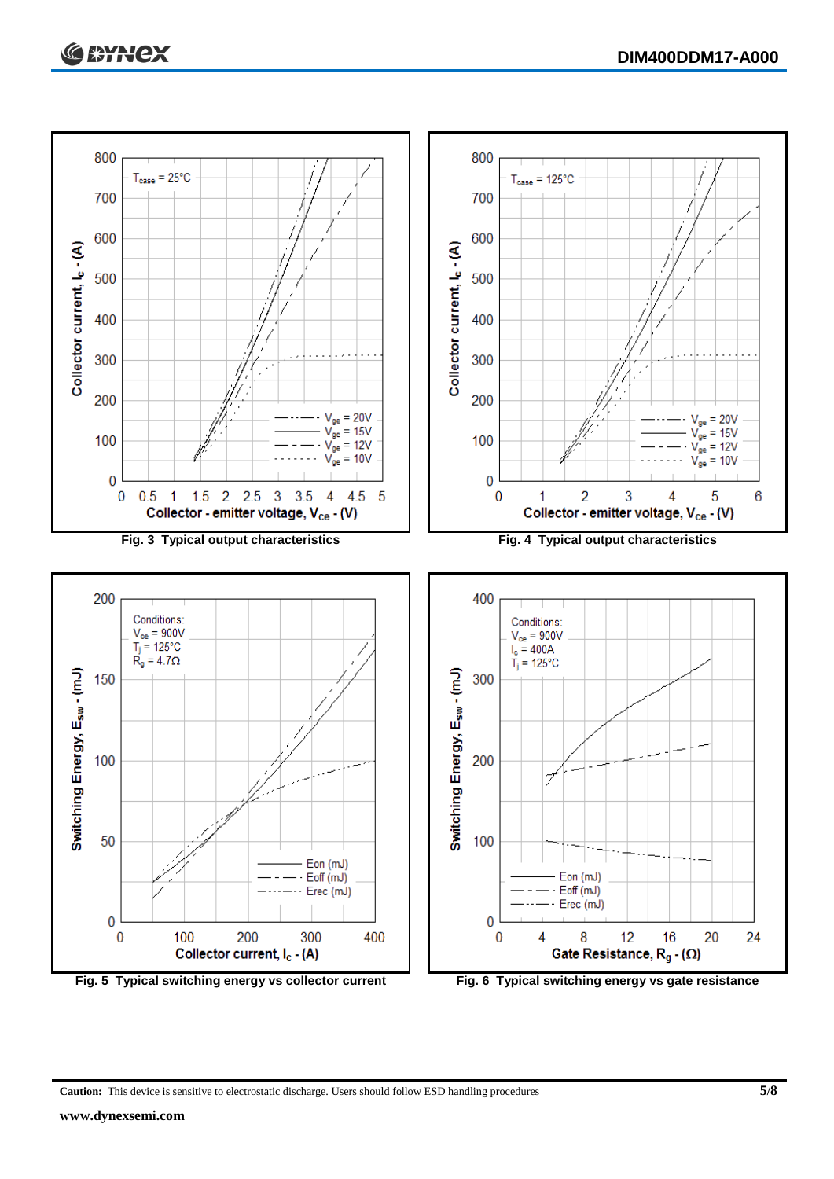Fig. 3 Typical output characteristics

Fig. 4 Typical output characteristics

Fig. 5 Typical switching energy vs collector current

Fig. 6 Typical switching energy vs gate resistance

**Caution:** This device is sensitive to electrostatic discharge. Users should follow ESD handling procedures

**www.dynexsemi.com**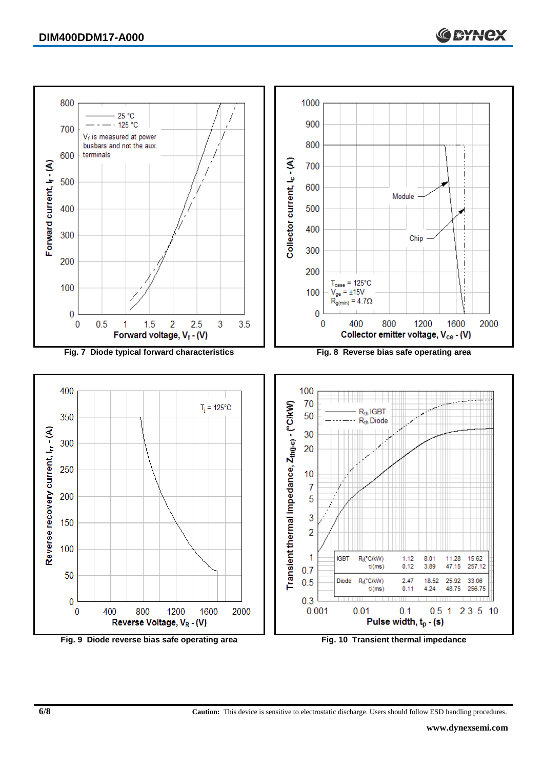Fig. 7 Diode typical forward characteristics

Fig. 8 Reverse bias safe operating area

Fig. 9 Diode reverse bias safe operating area

| | | 1 | 2 | 3 | 4 |
|---|---|---|---|---|---|
| IGBT | $R_i$(°C/kW) | 1.12 | 8.01 | 11.28 | 15.62 |
| | $\tau_i$(ms) | 0.12 | 3.89 | 47.15 | 257.12 |
| Diode | $R_i$(°C/kW) | 2.47 | 18.52 | 25.92 | 33.06 |
| | $\tau_i$(ms) | 0.11 | 4.24 | 48.75 | 256.75 |

Fig. 10 Transient thermal impedance

**Caution:** This device is sensitive to electrostatic discharge. Users should follow ESD handling procedures.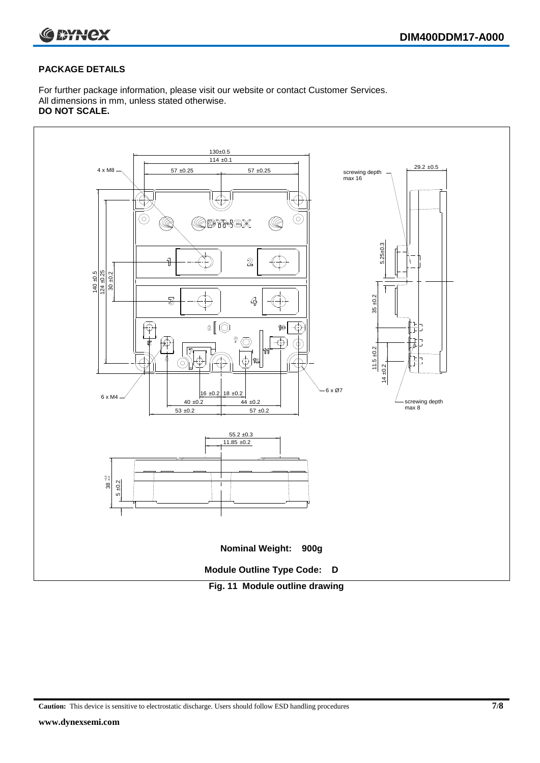## PACKAGE DETAILS

For further package information, please visit our website or contact Customer Services.
All dimensions in mm, unless stated otherwise.
**DO NOT SCALE.**

**Nominal Weight: 900g**

**Module Outline Type Code: D**

**Fig. 11 Module outline drawing**

**Caution:** This device is sensitive to electrostatic discharge. Users should follow ESD handling procedures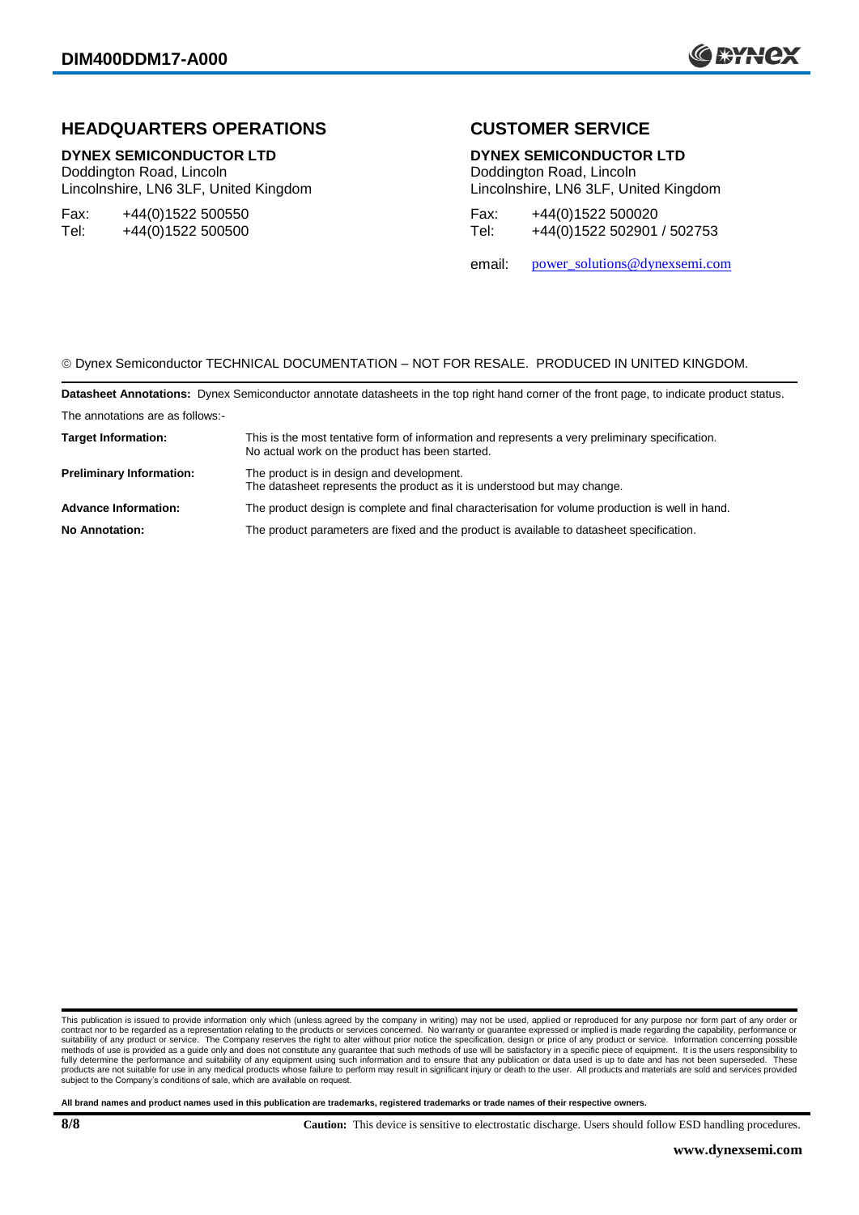## HEADQUARTERS OPERATIONS

**DYNEX SEMICONDUCTOR LTD**
Doddington Road, Lincoln
Lincolnshire, LN6 3LF, United Kingdom

Fax: +44(0)1522 500550
Tel: +44(0)1522 500500

## CUSTOMER SERVICE

**DYNEX SEMICONDUCTOR LTD**
Doddington Road, Lincoln
Lincolnshire, LN6 3LF, United Kingdom

Fax: +44(0)1522 500020
Tel: +44(0)1522 502901 / 502753

email: power_solutions@dynexsemi.com

© Dynex Semiconductor TECHNICAL DOCUMENTATION – NOT FOR RESALE. PRODUCED IN UNITED KINGDOM.

**Datasheet Annotations:** Dynex Semiconductor annotate datasheets in the top right hand corner of the front page, to indicate product status.

The annotations are as follows:-

| | |
|---|---|
| **Target Information:** | This is the most tentative form of information and represents a very preliminary specification. No actual work on the product has been started. |
| **Preliminary Information:** | The product is in design and development. The datasheet represents the product as it is understood but may change. |
| **Advance Information:** | The product design is complete and final characterisation for volume production is well in hand. |
| **No Annotation:** | The product parameters are fixed and the product is available to datasheet specification. |

This publication is issued to provide information only which (unless agreed by the company in writing) may not be used, applied or reproduced for any purpose nor form part of any order or contract nor to be regarded as a representation relating to the products or services concerned. No warranty or guarantee expressed or implied is made regarding the capability, performance or suitability of any product or service. The Company reserves the right to alter without prior notice the specification, design or price of any product or service. Information concerning possible methods of use is provided as a guide only and does not constitute any guarantee that such methods of use will be satisfactory in a specific piece of equipment. It is the users responsibility to fully determine the performance and suitability of any equipment using such information and to ensure that any publication or data used is up to date and has not been superseded. These products are not suitable for use in any medical products whose failure to perform may result in significant injury or death to the user. All products and materials are sold and services provided subject to the Company's conditions of sale, which are available on request.

**All brand names and product names used in this publication are trademarks, registered trademarks or trade names of their respective owners.**

**Caution:** This device is sensitive to electrostatic discharge. Users should follow ESD handling procedures.

**www.dynexsemi.com**